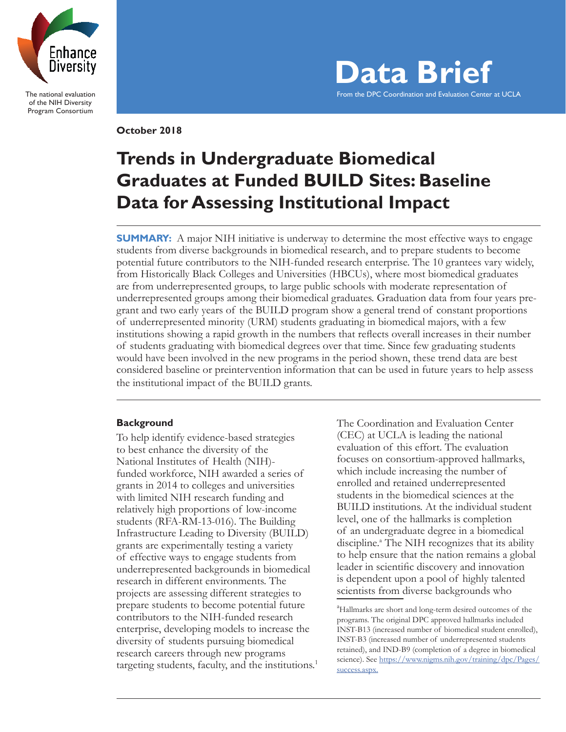Enhance Diversity

The national evaluation of the NIH Diversity Program Consortium

# Data Brief

From the DPC Coordination and Evaluation Center at UCLA

**October 2018**

# Trends in Undergraduate Biomedical Graduates at Funded BUILD Sites: Baseline Data for Assessing Institutional Impact

**SUMMARY:** A major NIH initiative is underway to determine the most effective ways to engage students from diverse backgrounds in biomedical research, and to prepare students to become potential future contributors to the NIH-funded research enterprise. The 10 grantees vary widely, from Historically Black Colleges and Universities (HBCUs), where most biomedical graduates are from underrepresented groups, to large public schools with moderate representation of underrepresented groups among their biomedical graduates. Graduation data from four years pre-grant and two early years of the BUILD program show a general trend of constant proportions of underrepresented minority (URM) students graduating in biomedical majors, with a few institutions showing a rapid growth in the numbers that reflects overall increases in their number of students graduating with biomedical degrees over that time. Since few graduating students would have been involved in the new programs in the period shown, these trend data are best considered baseline or preintervention information that can be used in future years to help assess the institutional impact of the BUILD grants.

## Background

To help identify evidence-based strategies to best enhance the diversity of the National Institutes of Health (NIH)-funded workforce, NIH awarded a series of grants in 2014 to colleges and universities with limited NIH research funding and relatively high proportions of low-income students (RFA-RM-13-016). The Building Infrastructure Leading to Diversity (BUILD) grants are experimentally testing a variety of effective ways to engage students from underrepresented backgrounds in biomedical research in different environments. The projects are assessing different strategies to prepare students to become potential future contributors to the NIH-funded research enterprise, developing models to increase the diversity of students pursuing biomedical research careers through new programs targeting students, faculty, and the institutions.[1]

The Coordination and Evaluation Center (CEC) at UCLA is leading the national evaluation of this effort. The evaluation focuses on consortium-approved hallmarks, which include increasing the number of enrolled and retained underrepresented students in the biomedical sciences at the BUILD institutions. At the individual student level, one of the hallmarks is completion of an undergraduate degree in a biomedical discipline.[a] The NIH recognizes that its ability to help ensure that the nation remains a global leader in scientific discovery and innovation is dependent upon a pool of highly talented scientists from diverse backgrounds who

[a]Hallmarks are short and long-term desired outcomes of the programs. The original DPC approved hallmarks included INST-B13 (increased number of biomedical student enrolled), INST-B3 (increased number of underrepresented students retained), and IND-B9 (completion of a degree in biomedical science). See https://www.nigms.nih.gov/training/dpc/Pages/success.aspx.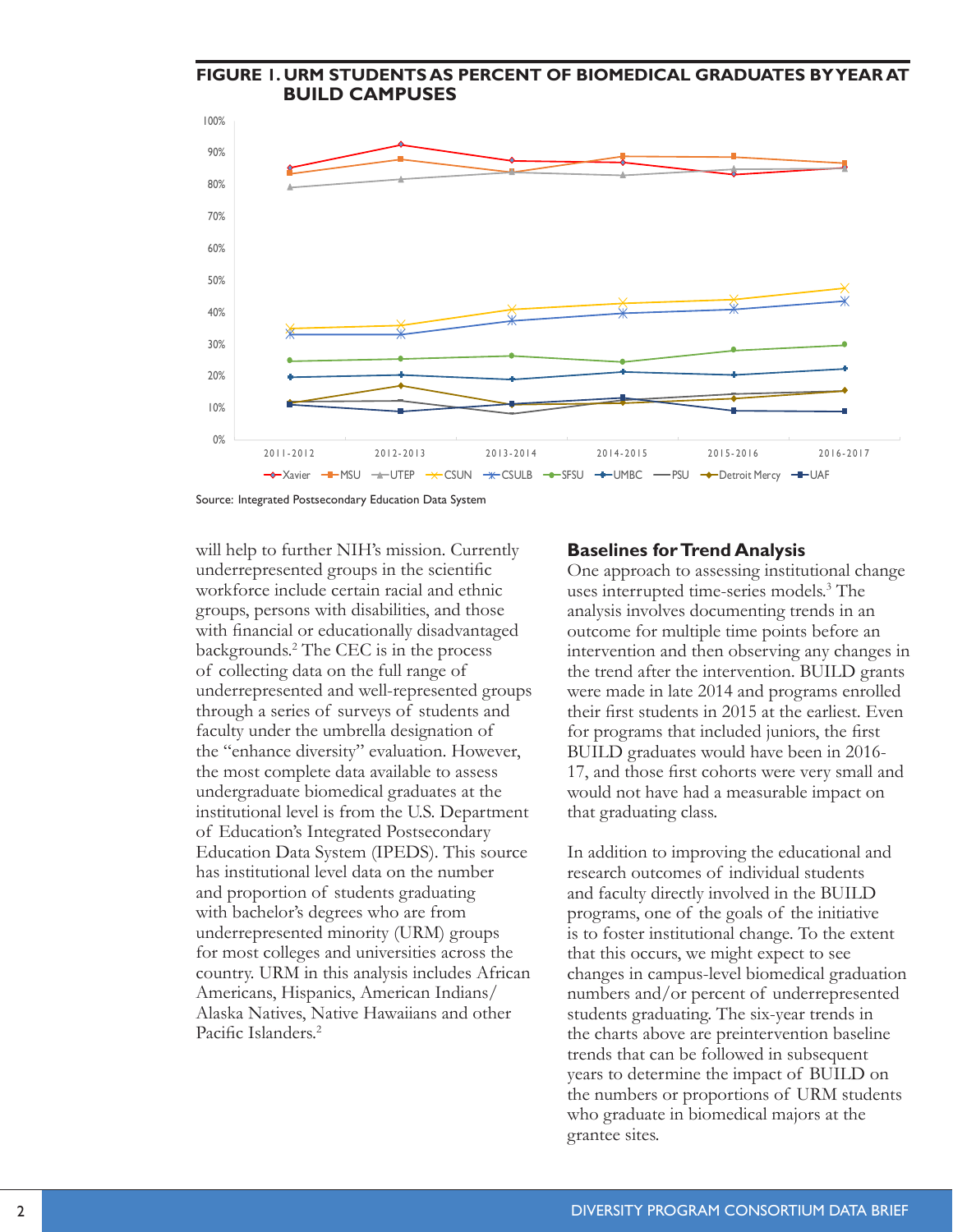## FIGURE 1. URM STUDENTS AS PERCENT OF BIOMEDICAL GRADUATES BY YEAR AT BUILD CAMPUSES

Source: Integrated Postsecondary Education Data System

will help to further NIH's mission. Currently underrepresented groups in the scientific workforce include certain racial and ethnic groups, persons with disabilities, and those with financial or educationally disadvantaged backgrounds.[2] The CEC is in the process of collecting data on the full range of underrepresented and well-represented groups through a series of surveys of students and faculty under the umbrella designation of the "enhance diversity" evaluation. However, the most complete data available to assess undergraduate biomedical graduates at the institutional level is from the U.S. Department of Education's Integrated Postsecondary Education Data System (IPEDS). This source has institutional level data on the number and proportion of students graduating with bachelor's degrees who are from underrepresented minority (URM) groups for most colleges and universities across the country. URM in this analysis includes African Americans, Hispanics, American Indians/Alaska Natives, Native Hawaiians and other Pacific Islanders.[2]

### Baselines for Trend Analysis

One approach to assessing institutional change uses interrupted time-series models.[3] The analysis involves documenting trends in an outcome for multiple time points before an intervention and then observing any changes in the trend after the intervention. BUILD grants were made in late 2014 and programs enrolled their first students in 2015 at the earliest. Even for programs that included juniors, the first BUILD graduates would have been in 2016-17, and those first cohorts were very small and would not have had a measurable impact on that graduating class.

In addition to improving the educational and research outcomes of individual students and faculty directly involved in the BUILD programs, one of the goals of the initiative is to foster institutional change. To the extent that this occurs, we might expect to see changes in campus-level biomedical graduation numbers and/or percent of underrepresented students graduating. The six-year trends in the charts above are preintervention baseline trends that can be followed in subsequent years to determine the impact of BUILD on the numbers or proportions of URM students who graduate in biomedical majors at the grantee sites.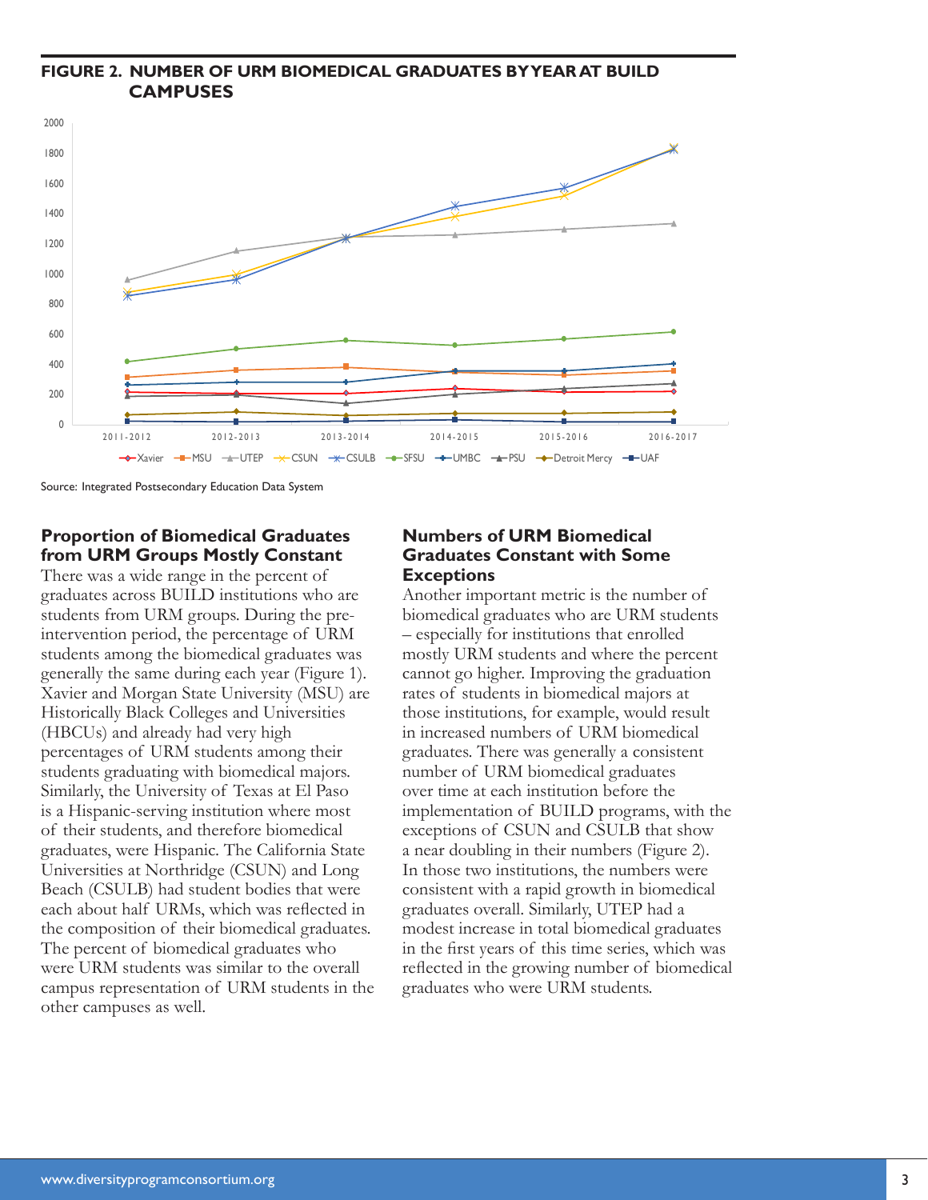**FIGURE 2. NUMBER OF URM BIOMEDICAL GRADUATES BY YEAR AT BUILD CAMPUSES**

Source: Integrated Postsecondary Education Data System

## Proportion of Biomedical Graduates from URM Groups Mostly Constant

There was a wide range in the percent of graduates across BUILD institutions who are students from URM groups. During the pre-intervention period, the percentage of URM students among the biomedical graduates was generally the same during each year (Figure 1). Xavier and Morgan State University (MSU) are Historically Black Colleges and Universities (HBCUs) and already had very high percentages of URM students among their students graduating with biomedical majors. Similarly, the University of Texas at El Paso is a Hispanic-serving institution where most of their students, and therefore biomedical graduates, were Hispanic. The California State Universities at Northridge (CSUN) and Long Beach (CSULB) had student bodies that were each about half URMs, which was reflected in the composition of their biomedical graduates. The percent of biomedical graduates who were URM students was similar to the overall campus representation of URM students in the other campuses as well.

## Numbers of URM Biomedical Graduates Constant with Some Exceptions

Another important metric is the number of biomedical graduates who are URM students – especially for institutions that enrolled mostly URM students and where the percent cannot go higher. Improving the graduation rates of students in biomedical majors at those institutions, for example, would result in increased numbers of URM biomedical graduates. There was generally a consistent number of URM biomedical graduates over time at each institution before the implementation of BUILD programs, with the exceptions of CSUN and CSULB that show a near doubling in their numbers (Figure 2). In those two institutions, the numbers were consistent with a rapid growth in biomedical graduates overall. Similarly, UTEP had a modest increase in total biomedical graduates in the first years of this time series, which was reflected in the growing number of biomedical graduates who were URM students.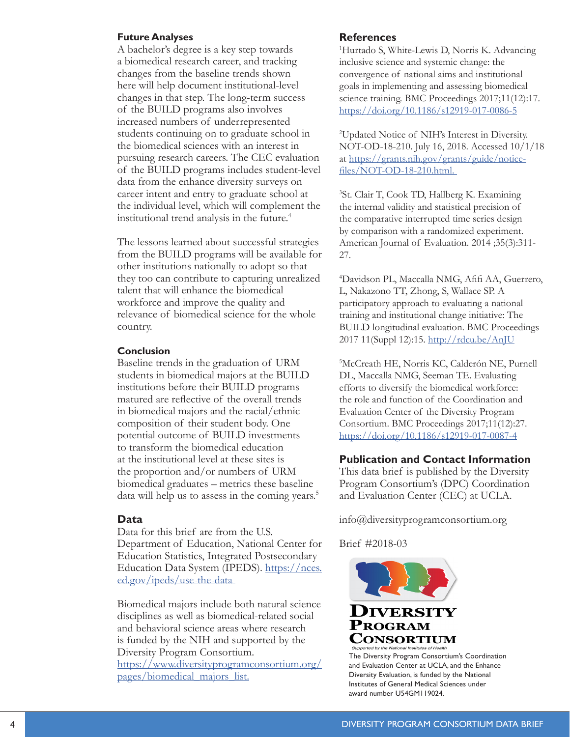## Future Analyses

A bachelor's degree is a key step towards a biomedical research career, and tracking changes from the baseline trends shown here will help document institutional-level changes in that step. The long-term success of the BUILD programs also involves increased numbers of underrepresented students continuing on to graduate school in the biomedical sciences with an interest in pursuing research careers. The CEC evaluation of the BUILD programs includes student-level data from the enhance diversity surveys on career intent and entry to graduate school at the individual level, which will complement the institutional trend analysis in the future.[4]

The lessons learned about successful strategies from the BUILD programs will be available for other institutions nationally to adopt so that they too can contribute to capturing unrealized talent that will enhance the biomedical workforce and improve the quality and relevance of biomedical science for the whole country.

## Conclusion

Baseline trends in the graduation of URM students in biomedical majors at the BUILD institutions before their BUILD programs matured are reflective of the overall trends in biomedical majors and the racial/ethnic composition of their student body. One potential outcome of BUILD investments to transform the biomedical education at the institutional level at these sites is the proportion and/or numbers of URM biomedical graduates – metrics these baseline data will help us to assess in the coming years.[5]

## Data

Data for this brief are from the U.S. Department of Education, National Center for Education Statistics, Integrated Postsecondary Education Data System (IPEDS). https://nces.ed.gov/ipeds/use-the-data

Biomedical majors include both natural science disciplines as well as biomedical-related social and behavioral science areas where research is funded by the NIH and supported by the Diversity Program Consortium. https://www.diversityprogramconsortium.org/pages/biomedical_majors_list.

## References

[1]Hurtado S, White-Lewis D, Norris K. Advancing inclusive science and systemic change: the convergence of national aims and institutional goals in implementing and assessing biomedical science training. BMC Proceedings 2017;11(12):17. https://doi.org/10.1186/s12919-017-0086-5

[2]Updated Notice of NIH's Interest in Diversity. NOT-OD-18-210. July 16, 2018. Accessed 10/1/18 at https://grants.nih.gov/grants/guide/notice-files/NOT-OD-18-210.html.

[3]St. Clair T, Cook TD, Hallberg K. Examining the internal validity and statistical precision of the comparative interrupted time series design by comparison with a randomized experiment. American Journal of Evaluation. 2014 ;35(3):311-27.

[4]Davidson PL, Maccalla NMG, Afifi AA, Guerrero, L, Nakazono TT, Zhong, S, Wallace SP. A participatory approach to evaluating a national training and institutional change initiative: The BUILD longitudinal evaluation. BMC Proceedings 2017 11(Suppl 12):15. http://rdcu.be/AnJU

[5]McCreath HE, Norris KC, Calderón NE, Purnell DL, Maccalla NMG, Seeman TE. Evaluating efforts to diversify the biomedical workforce: the role and function of the Coordination and Evaluation Center of the Diversity Program Consortium. BMC Proceedings 2017;11(12):27. https://doi.org/10.1186/s12919-017-0087-4

## Publication and Contact Information

This data brief is published by the Diversity Program Consortium's (DPC) Coordination and Evaluation Center (CEC) at UCLA.

info@diversityprogramconsortium.org

Brief #2018-03

DIVERSITY PROGRAM CONSORTIUM

Supported by the National Institutes of Health

The Diversity Program Consortium's Coordination and Evaluation Center at UCLA, and the Enhance Diversity Evaluation, is funded by the National Institutes of General Medical Sciences under award number U54GM119024.